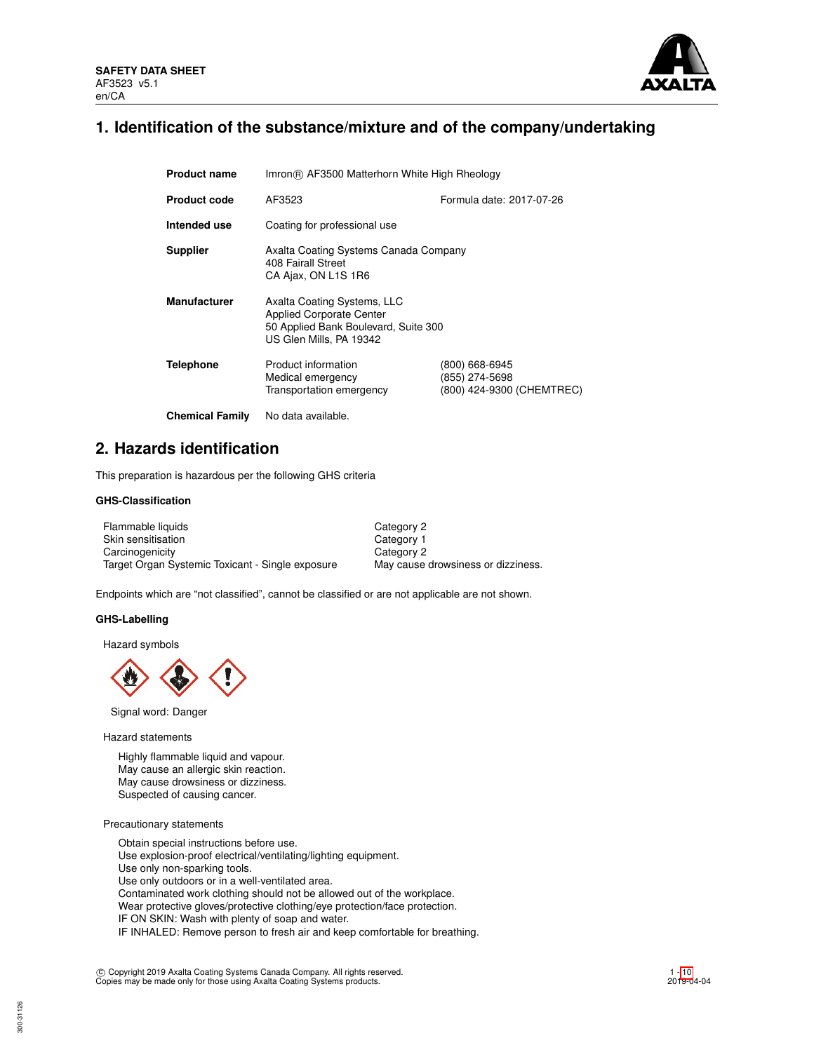**SAFETY DATA SHEET**
AF3523 v5.1
en/CA

# 1. Identification of the substance/mixture and of the company/undertaking

| | | |
|---|---|---|
| **Product name** | Imron® AF3500 Matterhorn White High Rheology | |
| **Product code** | AF3523 | Formula date: 2017-07-26 |
| **Intended use** | Coating for professional use | |
| **Supplier** | Axalta Coating Systems Canada Company<br>408 Fairall Street<br>CA Ajax, ON L1S 1R6 | |
| **Manufacturer** | Axalta Coating Systems, LLC<br>Applied Corporate Center<br>50 Applied Bank Boulevard, Suite 300<br>US Glen Mills, PA 19342 | |
| **Telephone** | Product information<br>Medical emergency<br>Transportation emergency | (800) 668-6945<br>(855) 274-5698<br>(800) 424-9300 (CHEMTREC) |
| **Chemical Family** | No data available. | |

# 2. Hazards identification

This preparation is hazardous per the following GHS criteria

### GHS-Classification

| | |
|---|---|
| Flammable liquids | Category 2 |
| Skin sensitisation | Category 1 |
| Carcinogenicity | Category 2 |
| Target Organ Systemic Toxicant - Single exposure | May cause drowsiness or dizziness. |

Endpoints which are "not classified", cannot be classified or are not applicable are not shown.

### GHS-Labelling

Hazard symbols

Signal word: Danger

Hazard statements

Highly flammable liquid and vapour.
May cause an allergic skin reaction.
May cause drowsiness or dizziness.
Suspected of causing cancer.

Precautionary statements

Obtain special instructions before use.
Use explosion-proof electrical/ventilating/lighting equipment.
Use only non-sparking tools.
Use only outdoors or in a well-ventilated area.
Contaminated work clothing should not be allowed out of the workplace.
Wear protective gloves/protective clothing/eye protection/face protection.
IF ON SKIN: Wash with plenty of soap and water.
IF INHALED: Remove person to fresh air and keep comfortable for breathing.

© Copyright 2019 Axalta Coating Systems Canada Company. All rights reserved.
Copies may be made only for those using Axalta Coating Systems products.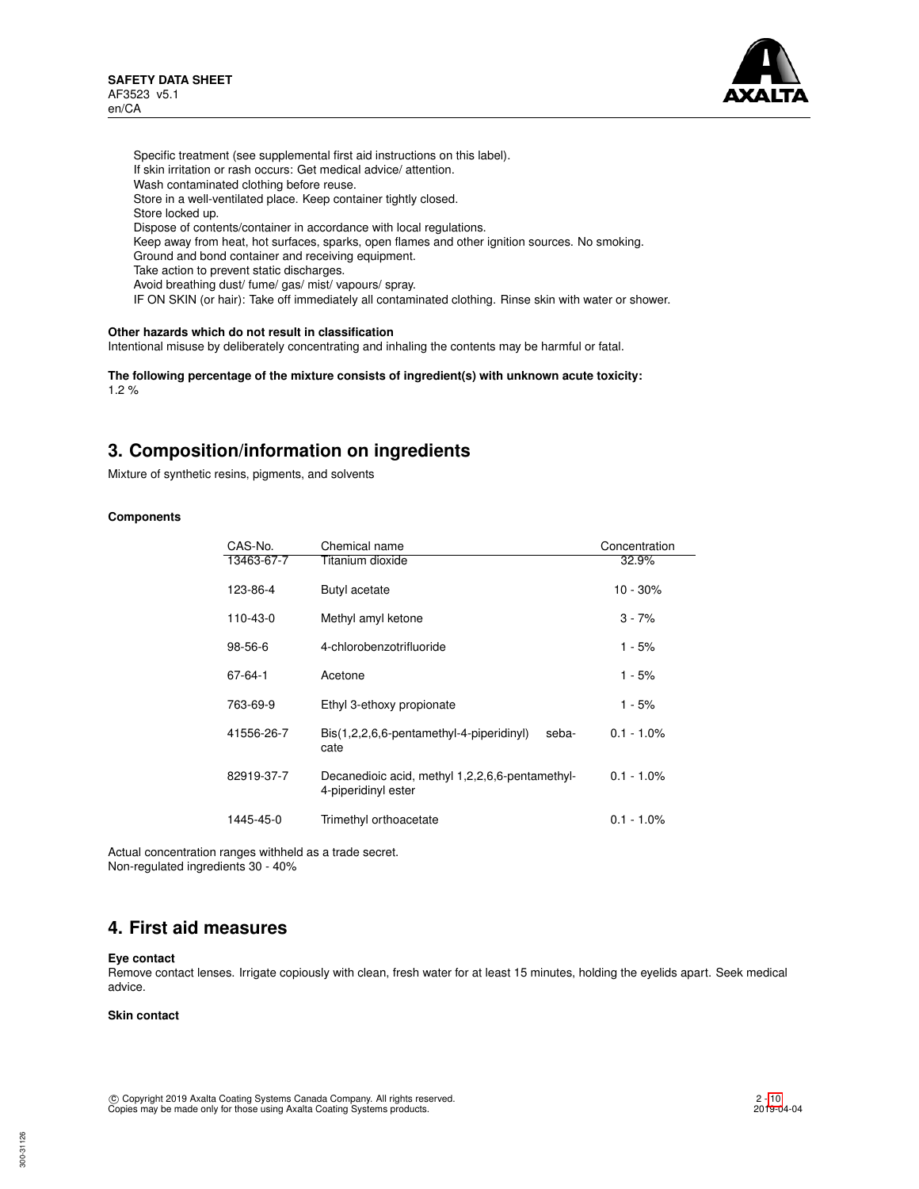Specific treatment (see supplemental first aid instructions on this label).
If skin irritation or rash occurs: Get medical advice/ attention.
Wash contaminated clothing before reuse.
Store in a well-ventilated place. Keep container tightly closed.
Store locked up.
Dispose of contents/container in accordance with local regulations.
Keep away from heat, hot surfaces, sparks, open flames and other ignition sources. No smoking.
Ground and bond container and receiving equipment.
Take action to prevent static discharges.
Avoid breathing dust/ fume/ gas/ mist/ vapours/ spray.
IF ON SKIN (or hair): Take off immediately all contaminated clothing. Rinse skin with water or shower.

**Other hazards which do not result in classification**
Intentional misuse by deliberately concentrating and inhaling the contents may be harmful or fatal.

**The following percentage of the mixture consists of ingredient(s) with unknown acute toxicity:**
1.2 %

## 3. Composition/information on ingredients

Mixture of synthetic resins, pigments, and solvents

**Components**

| CAS-No. | Chemical name | Concentration |
|---|---|---|
| 13463-67-7 | Titanium dioxide | 32.9% |
| 123-86-4 | Butyl acetate | 10 - 30% |
| 110-43-0 | Methyl amyl ketone | 3 - 7% |
| 98-56-6 | 4-chlorobenzotrifluoride | 1 - 5% |
| 67-64-1 | Acetone | 1 - 5% |
| 763-69-9 | Ethyl 3-ethoxy propionate | 1 - 5% |
| 41556-26-7 | Bis(1,2,2,6,6-pentamethyl-4-piperidinyl) sebacate | 0.1 - 1.0% |
| 82919-37-7 | Decanedioic acid, methyl 1,2,2,6,6-pentamethyl-4-piperidinyl ester | 0.1 - 1.0% |
| 1445-45-0 | Trimethyl orthoacetate | 0.1 - 1.0% |

Actual concentration ranges withheld as a trade secret.
Non-regulated ingredients 30 - 40%

## 4. First aid measures

**Eye contact**
Remove contact lenses. Irrigate copiously with clean, fresh water for at least 15 minutes, holding the eyelids apart. Seek medical advice.

**Skin contact**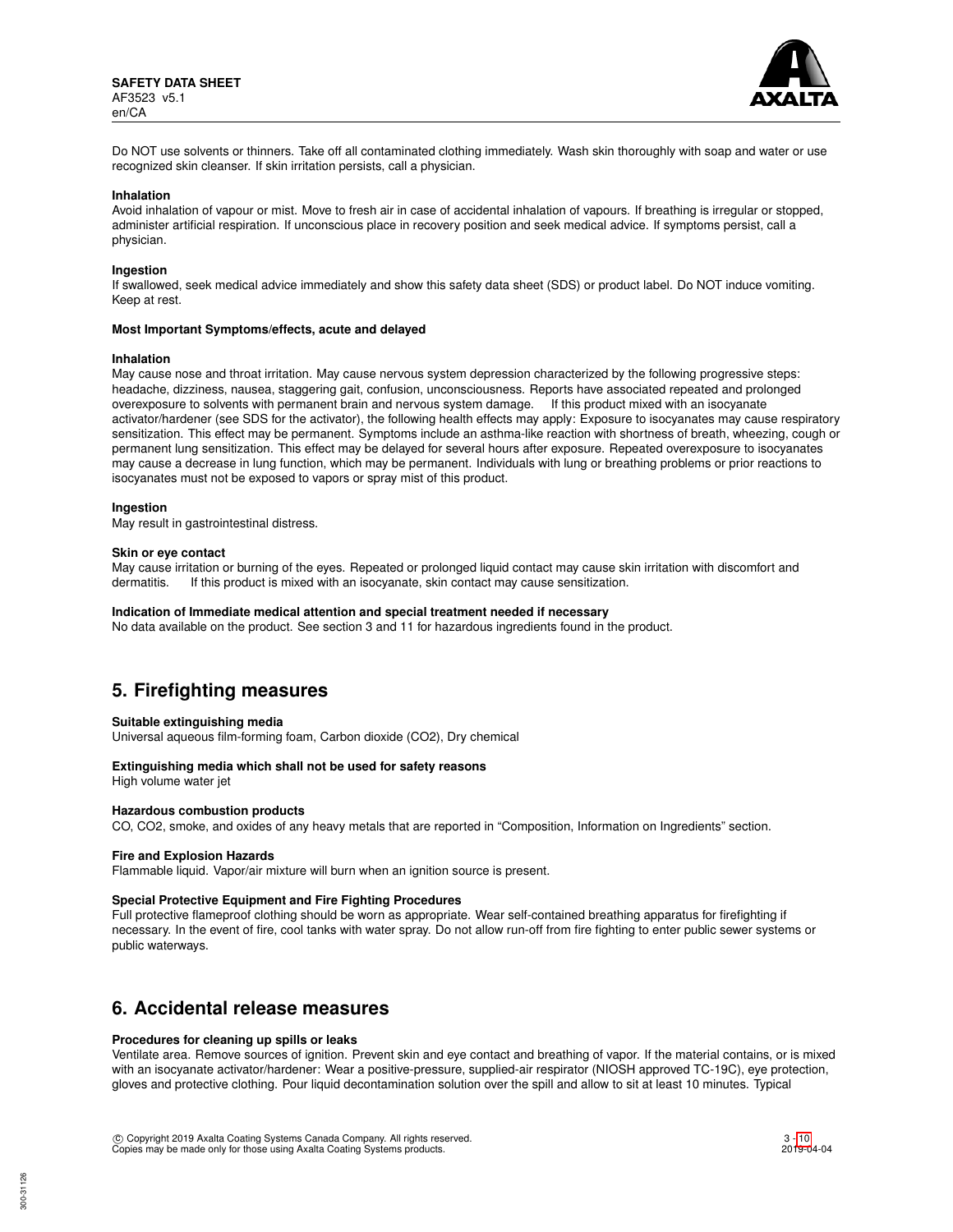Do NOT use solvents or thinners. Take off all contaminated clothing immediately. Wash skin thoroughly with soap and water or use recognized skin cleanser. If skin irritation persists, call a physician.

**Inhalation**
Avoid inhalation of vapour or mist. Move to fresh air in case of accidental inhalation of vapours. If breathing is irregular or stopped, administer artificial respiration. If unconscious place in recovery position and seek medical advice. If symptoms persist, call a physician.

**Ingestion**
If swallowed, seek medical advice immediately and show this safety data sheet (SDS) or product label. Do NOT induce vomiting. Keep at rest.

**Most Important Symptoms/effects, acute and delayed**

**Inhalation**
May cause nose and throat irritation. May cause nervous system depression characterized by the following progressive steps: headache, dizziness, nausea, staggering gait, confusion, unconsciousness. Reports have associated repeated and prolonged overexposure to solvents with permanent brain and nervous system damage. If this product mixed with an isocyanate activator/hardener (see SDS for the activator), the following health effects may apply: Exposure to isocyanates may cause respiratory sensitization. This effect may be permanent. Symptoms include an asthma-like reaction with shortness of breath, wheezing, cough or permanent lung sensitization. This effect may be delayed for several hours after exposure. Repeated overexposure to isocyanates may cause a decrease in lung function, which may be permanent. Individuals with lung or breathing problems or prior reactions to isocyanates must not be exposed to vapors or spray mist of this product.

**Ingestion**
May result in gastrointestinal distress.

**Skin or eye contact**
May cause irritation or burning of the eyes. Repeated or prolonged liquid contact may cause skin irritation with discomfort and dermatitis. If this product is mixed with an isocyanate, skin contact may cause sensitization.

**Indication of Immediate medical attention and special treatment needed if necessary**
No data available on the product. See section 3 and 11 for hazardous ingredients found in the product.

## 5. Firefighting measures

**Suitable extinguishing media**
Universal aqueous film-forming foam, Carbon dioxide ($CO_2$), Dry chemical

**Extinguishing media which shall not be used for safety reasons**
High volume water jet

**Hazardous combustion products**
CO, $CO_2$, smoke, and oxides of any heavy metals that are reported in "Composition, Information on Ingredients" section.

**Fire and Explosion Hazards**
Flammable liquid. Vapor/air mixture will burn when an ignition source is present.

**Special Protective Equipment and Fire Fighting Procedures**
Full protective flameproof clothing should be worn as appropriate. Wear self-contained breathing apparatus for firefighting if necessary. In the event of fire, cool tanks with water spray. Do not allow run-off from fire fighting to enter public sewer systems or public waterways.

## 6. Accidental release measures

**Procedures for cleaning up spills or leaks**
Ventilate area. Remove sources of ignition. Prevent skin and eye contact and breathing of vapor. If the material contains, or is mixed with an isocyanate activator/hardener: Wear a positive-pressure, supplied-air respirator (NIOSH approved TC-19C), eye protection, gloves and protective clothing. Pour liquid decontamination solution over the spill and allow to sit at least 10 minutes. Typical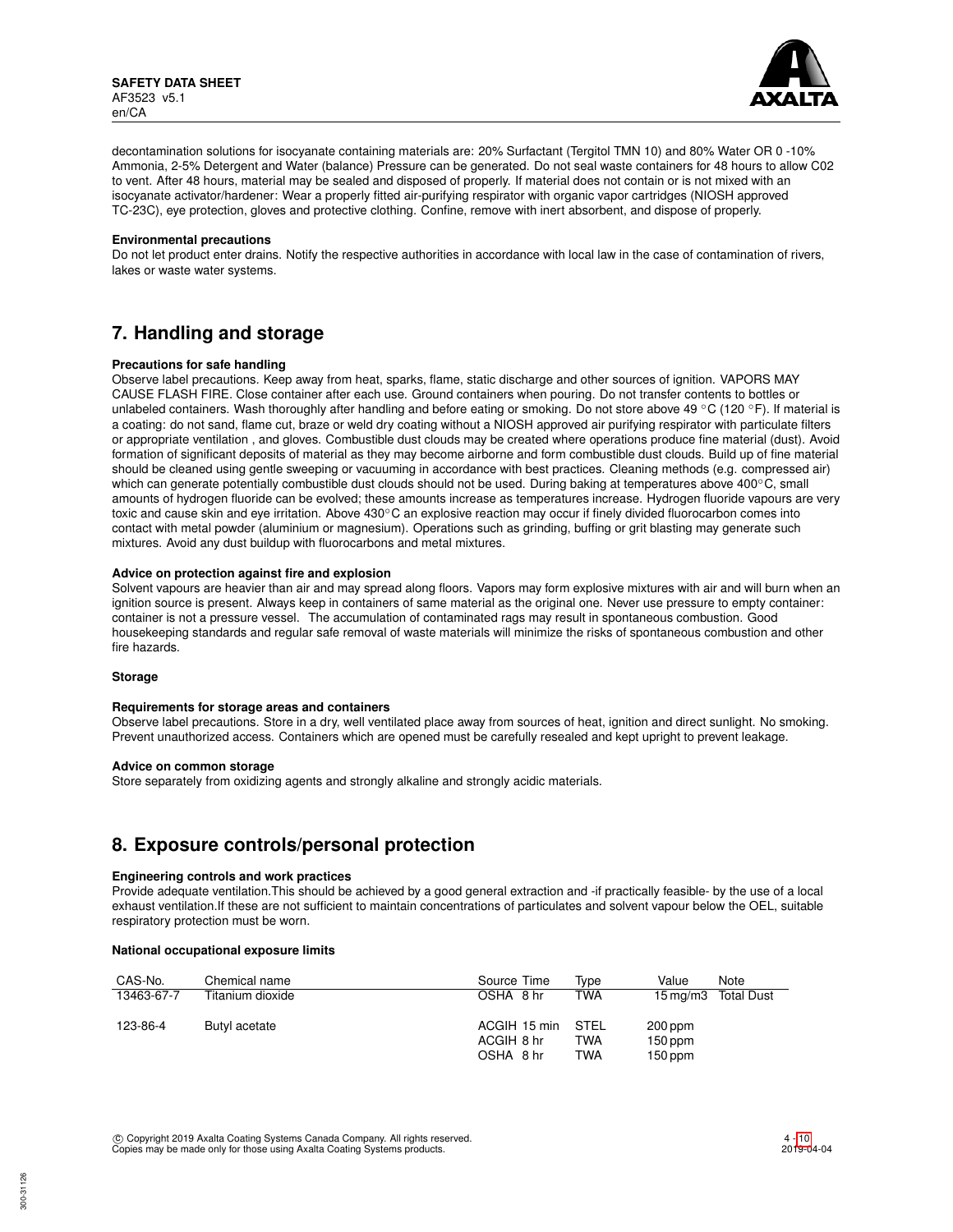decontamination solutions for isocyanate containing materials are: 20% Surfactant (Tergitol TMN 10) and 80% Water OR 0 -10% Ammonia, 2-5% Detergent and Water (balance) Pressure can be generated. Do not seal waste containers for 48 hours to allow C02 to vent. After 48 hours, material may be sealed and disposed of properly. If material does not contain or is not mixed with an isocyanate activator/hardener: Wear a properly fitted air-purifying respirator with organic vapor cartridges (NIOSH approved TC-23C), eye protection, gloves and protective clothing. Confine, remove with inert absorbent, and dispose of properly.

**Environmental precautions**

Do not let product enter drains. Notify the respective authorities in accordance with local law in the case of contamination of rivers, lakes or waste water systems.

## 7. Handling and storage

**Precautions for safe handling**

Observe label precautions. Keep away from heat, sparks, flame, static discharge and other sources of ignition. VAPORS MAY CAUSE FLASH FIRE. Close container after each use. Ground containers when pouring. Do not transfer contents to bottles or unlabeled containers. Wash thoroughly after handling and before eating or smoking. Do not store above 49 °C (120 °F). If material is a coating: do not sand, flame cut, braze or weld dry coating without a NIOSH approved air purifying respirator with particulate filters or appropriate ventilation , and gloves. Combustible dust clouds may be created where operations produce fine material (dust). Avoid formation of significant deposits of material as they may become airborne and form combustible dust clouds. Build up of fine material should be cleaned using gentle sweeping or vacuuming in accordance with best practices. Cleaning methods (e.g. compressed air) which can generate potentially combustible dust clouds should not be used. During baking at temperatures above 400°C, small amounts of hydrogen fluoride can be evolved; these amounts increase as temperatures increase. Hydrogen fluoride vapours are very toxic and cause skin and eye irritation. Above 430°C an explosive reaction may occur if finely divided fluorocarbon comes into contact with metal powder (aluminium or magnesium). Operations such as grinding, buffing or grit blasting may generate such mixtures. Avoid any dust buildup with fluorocarbons and metal mixtures.

**Advice on protection against fire and explosion**

Solvent vapours are heavier than air and may spread along floors. Vapors may form explosive mixtures with air and will burn when an ignition source is present. Always keep in containers of same material as the original one. Never use pressure to empty container: container is not a pressure vessel. The accumulation of contaminated rags may result in spontaneous combustion. Good housekeeping standards and regular safe removal of waste materials will minimize the risks of spontaneous combustion and other fire hazards.

**Storage**

**Requirements for storage areas and containers**

Observe label precautions. Store in a dry, well ventilated place away from sources of heat, ignition and direct sunlight. No smoking. Prevent unauthorized access. Containers which are opened must be carefully resealed and kept upright to prevent leakage.

**Advice on common storage**

Store separately from oxidizing agents and strongly alkaline and strongly acidic materials.

## 8. Exposure controls/personal protection

**Engineering controls and work practices**

Provide adequate ventilation.This should be achieved by a good general extraction and -if practically feasible- by the use of a local exhaust ventilation.If these are not sufficient to maintain concentrations of particulates and solvent vapour below the OEL, suitable respiratory protection must be worn.

**National occupational exposure limits**

| CAS-No. | Chemical name | Source | Time | Type | Value | Note |
|---|---|---|---|---|---|---|
| 13463-67-7 | Titanium dioxide | OSHA | 8 hr | TWA | 15 mg/m3 | Total Dust |
| 123-86-4 | Butyl acetate | ACGIH | 15 min | STEL | 200 ppm | |
| | | ACGIH | 8 hr | TWA | 150 ppm | |
| | | OSHA | 8 hr | TWA | 150 ppm | |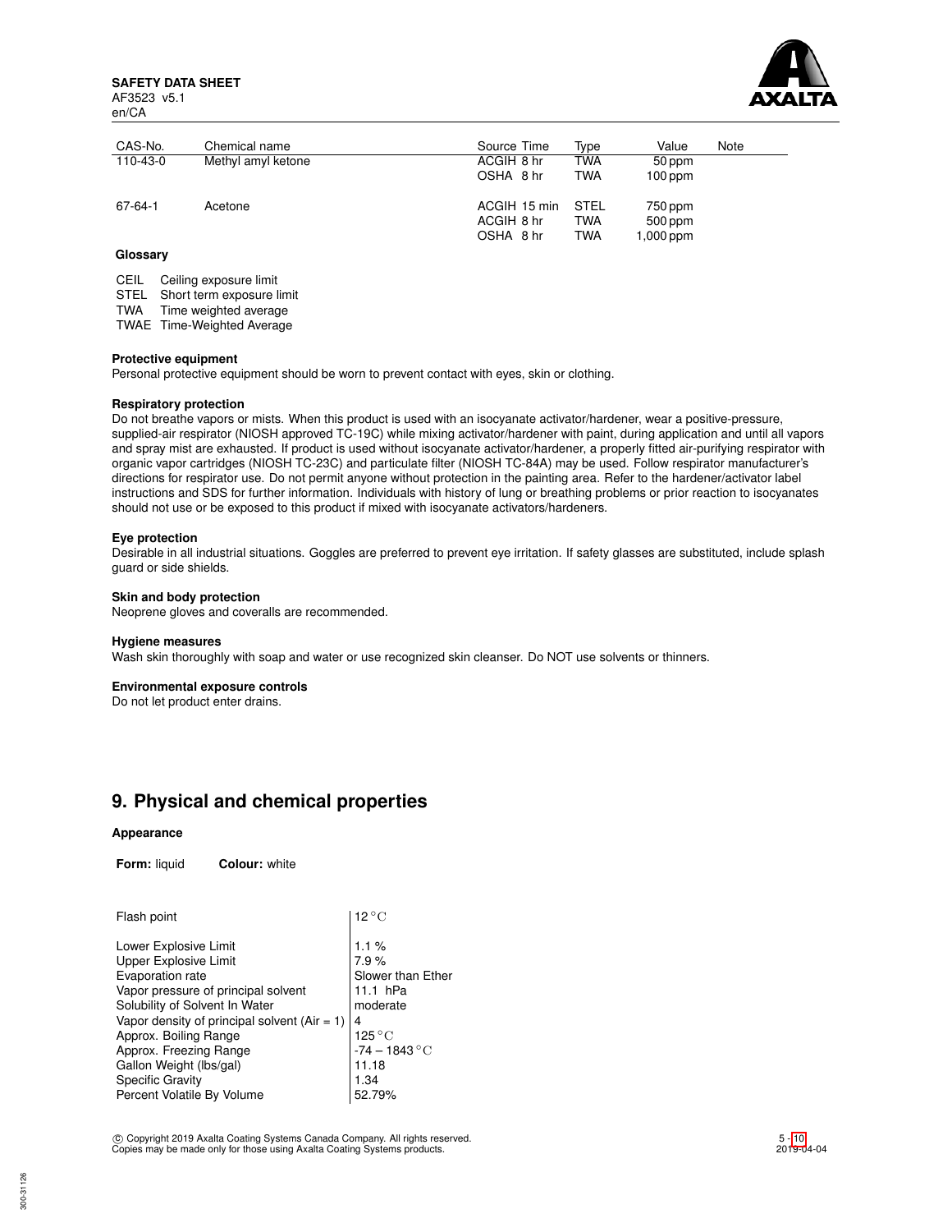| CAS-No. | Chemical name | Source Time | Type | Value | Note |
|---|---|---|---|---|---|
| 110-43-0 | Methyl amyl ketone | ACGIH 8 hr | TWA | 50 ppm | |
| | | OSHA 8 hr | TWA | 100 ppm | |
| 67-64-1 | Acetone | ACGIH 15 min | STEL | 750 ppm | |
| | | ACGIH 8 hr | TWA | 500 ppm | |
| | | OSHA 8 hr | TWA | 1,000 ppm | |

**Glossary**

CEIL Ceiling exposure limit
STEL Short term exposure limit
TWA Time weighted average
TWAE Time-Weighted Average

**Protective equipment**
Personal protective equipment should be worn to prevent contact with eyes, skin or clothing.

**Respiratory protection**
Do not breathe vapors or mists. When this product is used with an isocyanate activator/hardener, wear a positive-pressure, supplied-air respirator (NIOSH approved TC-19C) while mixing activator/hardener with paint, during application and until all vapors and spray mist are exhausted. If product is used without isocyanate activator/hardener, a properly fitted air-purifying respirator with organic vapor cartridges (NIOSH TC-23C) and particulate filter (NIOSH TC-84A) may be used. Follow respirator manufacturer's directions for respirator use. Do not permit anyone without protection in the painting area. Refer to the hardener/activator label instructions and SDS for further information. Individuals with history of lung or breathing problems or prior reaction to isocyanates should not use or be exposed to this product if mixed with isocyanate activators/hardeners.

**Eye protection**
Desirable in all industrial situations. Goggles are preferred to prevent eye irritation. If safety glasses are substituted, include splash guard or side shields.

**Skin and body protection**
Neoprene gloves and coveralls are recommended.

**Hygiene measures**
Wash skin thoroughly with soap and water or use recognized skin cleanser. Do NOT use solvents or thinners.

**Environmental exposure controls**
Do not let product enter drains.

## 9. Physical and chemical properties

**Appearance**

**Form:** liquid **Colour:** white

| | |
|---|---|
| Flash point | 12 °C |
| Lower Explosive Limit | 1.1 % |
| Upper Explosive Limit | 7.9 % |
| Evaporation rate | Slower than Ether |
| Vapor pressure of principal solvent | 11.1 hPa |
| Solubility of Solvent In Water | moderate |
| Vapor density of principal solvent (Air = 1) | 4 |
| Approx. Boiling Range | 125 °C |
| Approx. Freezing Range | -74 – 1843 °C |
| Gallon Weight (lbs/gal) | 11.18 |
| Specific Gravity | 1.34 |
| Percent Volatile By Volume | 52.79% |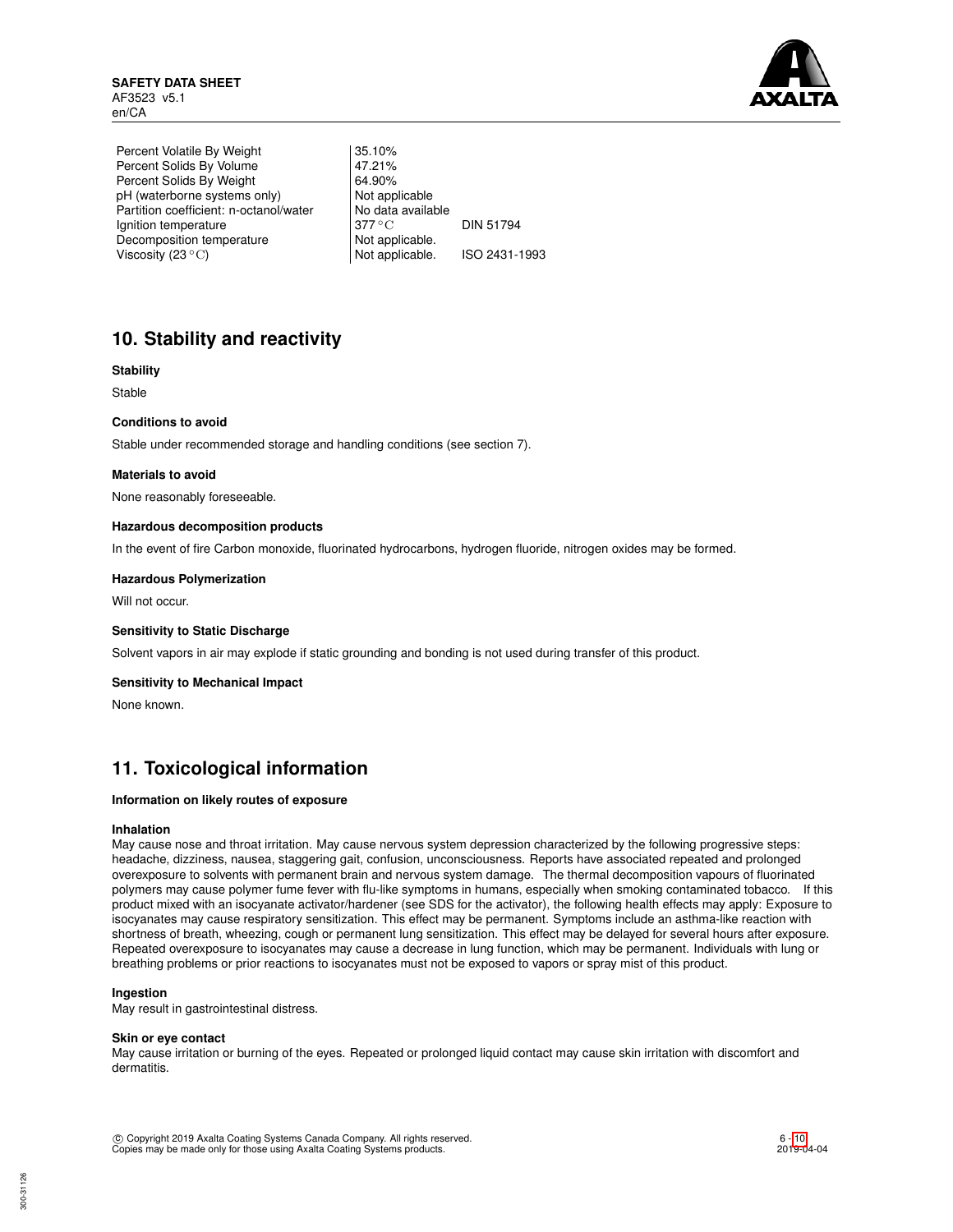| | | |
|---|---|---|
| Percent Volatile By Weight | 35.10% | |
| Percent Solids By Volume | 47.21% | |
| Percent Solids By Weight | 64.90% | |
| pH (waterborne systems only) | Not applicable | |
| Partition coefficient: n-octanol/water | No data available | |
| Ignition temperature | 377 °C | DIN 51794 |
| Decomposition temperature | Not applicable. | |
| Viscosity (23 °C) | Not applicable. | ISO 2431-1993 |

## 10. Stability and reactivity

**Stability**

Stable

**Conditions to avoid**

Stable under recommended storage and handling conditions (see section 7).

**Materials to avoid**

None reasonably foreseeable.

**Hazardous decomposition products**

In the event of fire Carbon monoxide, fluorinated hydrocarbons, hydrogen fluoride, nitrogen oxides may be formed.

**Hazardous Polymerization**

Will not occur.

**Sensitivity to Static Discharge**

Solvent vapors in air may explode if static grounding and bonding is not used during transfer of this product.

**Sensitivity to Mechanical Impact**

None known.

## 11. Toxicological information

**Information on likely routes of exposure**

**Inhalation**

May cause nose and throat irritation. May cause nervous system depression characterized by the following progressive steps: headache, dizziness, nausea, staggering gait, confusion, unconsciousness. Reports have associated repeated and prolonged overexposure to solvents with permanent brain and nervous system damage. The thermal decomposition vapours of fluorinated polymers may cause polymer fume fever with flu-like symptoms in humans, especially when smoking contaminated tobacco. If this product mixed with an isocyanate activator/hardener (see SDS for the activator), the following health effects may apply: Exposure to isocyanates may cause respiratory sensitization. This effect may be permanent. Symptoms include an asthma-like reaction with shortness of breath, wheezing, cough or permanent lung sensitization. This effect may be delayed for several hours after exposure. Repeated overexposure to isocyanates may cause a decrease in lung function, which may be permanent. Individuals with lung or breathing problems or prior reactions to isocyanates must not be exposed to vapors or spray mist of this product.

**Ingestion**

May result in gastrointestinal distress.

**Skin or eye contact**

May cause irritation or burning of the eyes. Repeated or prolonged liquid contact may cause skin irritation with discomfort and dermatitis.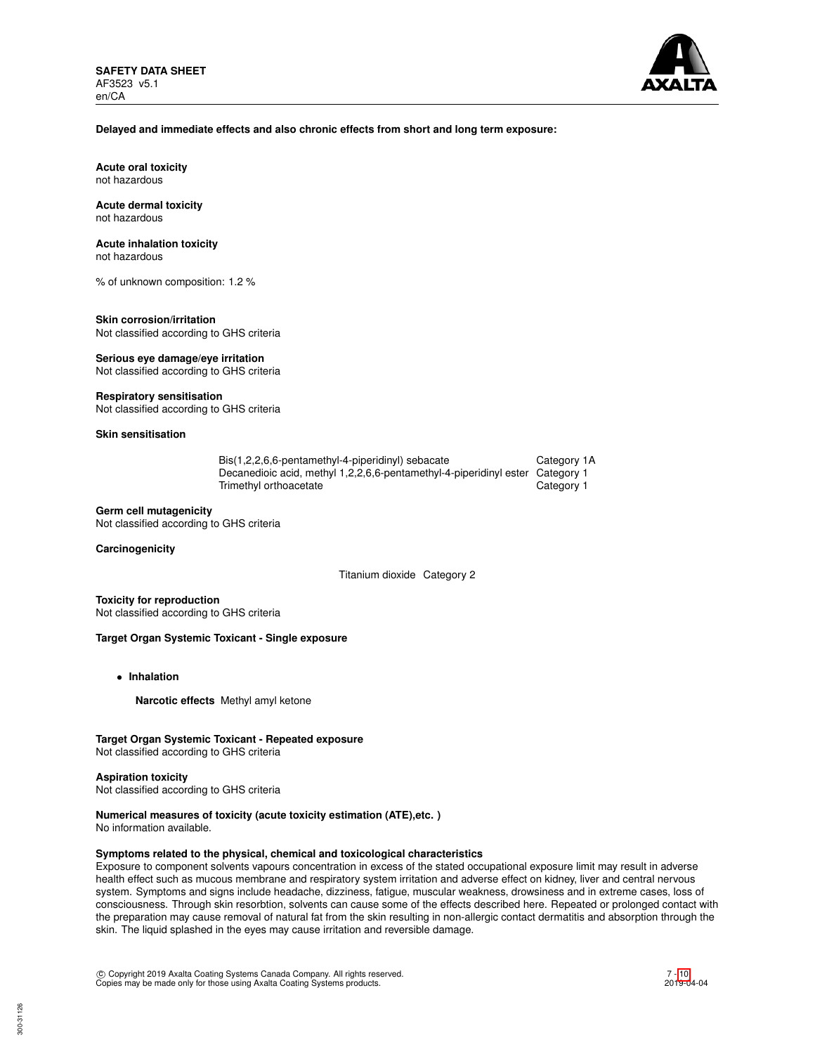**Delayed and immediate effects and also chronic effects from short and long term exposure:**

**Acute oral toxicity**
not hazardous

**Acute dermal toxicity**
not hazardous

**Acute inhalation toxicity**
not hazardous

% of unknown composition: 1.2 %

**Skin corrosion/irritation**
Not classified according to GHS criteria

**Serious eye damage/eye irritation**
Not classified according to GHS criteria

**Respiratory sensitisation**
Not classified according to GHS criteria

**Skin sensitisation**

| | |
|---|---|
| Bis(1,2,2,6,6-pentamethyl-4-piperidinyl) sebacate | Category 1A |
| Decanedioic acid, methyl 1,2,2,6,6-pentamethyl-4-piperidinyl ester | Category 1 |
| Trimethyl orthoacetate | Category 1 |

**Germ cell mutagenicity**
Not classified according to GHS criteria

**Carcinogenicity**

Titanium dioxide Category 2

**Toxicity for reproduction**
Not classified according to GHS criteria

**Target Organ Systemic Toxicant - Single exposure**

- **Inhalation**

  **Narcotic effects** Methyl amyl ketone

**Target Organ Systemic Toxicant - Repeated exposure**
Not classified according to GHS criteria

**Aspiration toxicity**
Not classified according to GHS criteria

**Numerical measures of toxicity (acute toxicity estimation (ATE),etc. )**
No information available.

**Symptoms related to the physical, chemical and toxicological characteristics**
Exposure to component solvents vapours concentration in excess of the stated occupational exposure limit may result in adverse health effect such as mucous membrane and respiratory system irritation and adverse effect on kidney, liver and central nervous system. Symptoms and signs include headache, dizziness, fatigue, muscular weakness, drowsiness and in extreme cases, loss of consciousness. Through skin resorbtion, solvents can cause some of the effects described here. Repeated or prolonged contact with the preparation may cause removal of natural fat from the skin resulting in non-allergic contact dermatitis and absorption through the skin. The liquid splashed in the eyes may cause irritation and reversible damage.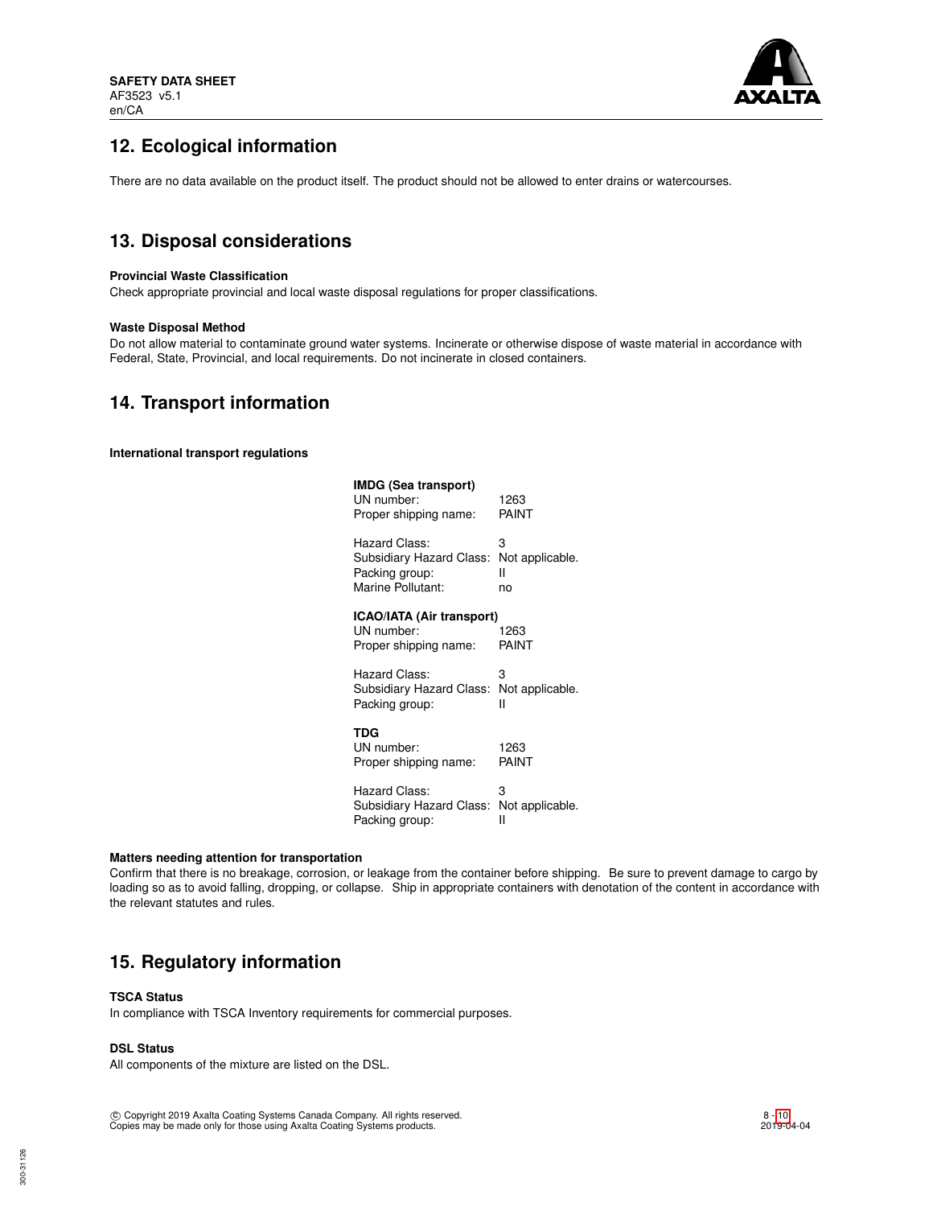## 12. Ecological information

There are no data available on the product itself. The product should not be allowed to enter drains or watercourses.

## 13. Disposal considerations

**Provincial Waste Classification**
Check appropriate provincial and local waste disposal regulations for proper classifications.

**Waste Disposal Method**
Do not allow material to contaminate ground water systems. Incinerate or otherwise dispose of waste material in accordance with Federal, State, Provincial, and local requirements. Do not incinerate in closed containers.

## 14. Transport information

**International transport regulations**

**IMDG (Sea transport)**

| | |
|---|---|
| UN number: | 1263 |
| Proper shipping name: | PAINT |
| Hazard Class: | 3 |
| Subsidiary Hazard Class: | Not applicable. |
| Packing group: | II |
| Marine Pollutant: | no |

**ICAO/IATA (Air transport)**

| | |
|---|---|
| UN number: | 1263 |
| Proper shipping name: | PAINT |
| Hazard Class: | 3 |
| Subsidiary Hazard Class: | Not applicable. |
| Packing group: | II |

**TDG**

| | |
|---|---|
| UN number: | 1263 |
| Proper shipping name: | PAINT |
| Hazard Class: | 3 |
| Subsidiary Hazard Class: | Not applicable. |
| Packing group: | II |

**Matters needing attention for transportation**
Confirm that there is no breakage, corrosion, or leakage from the container before shipping. Be sure to prevent damage to cargo by loading so as to avoid falling, dropping, or collapse. Ship in appropriate containers with denotation of the content in accordance with the relevant statutes and rules.

## 15. Regulatory information

**TSCA Status**
In compliance with TSCA Inventory requirements for commercial purposes.

**DSL Status**
All components of the mixture are listed on the DSL.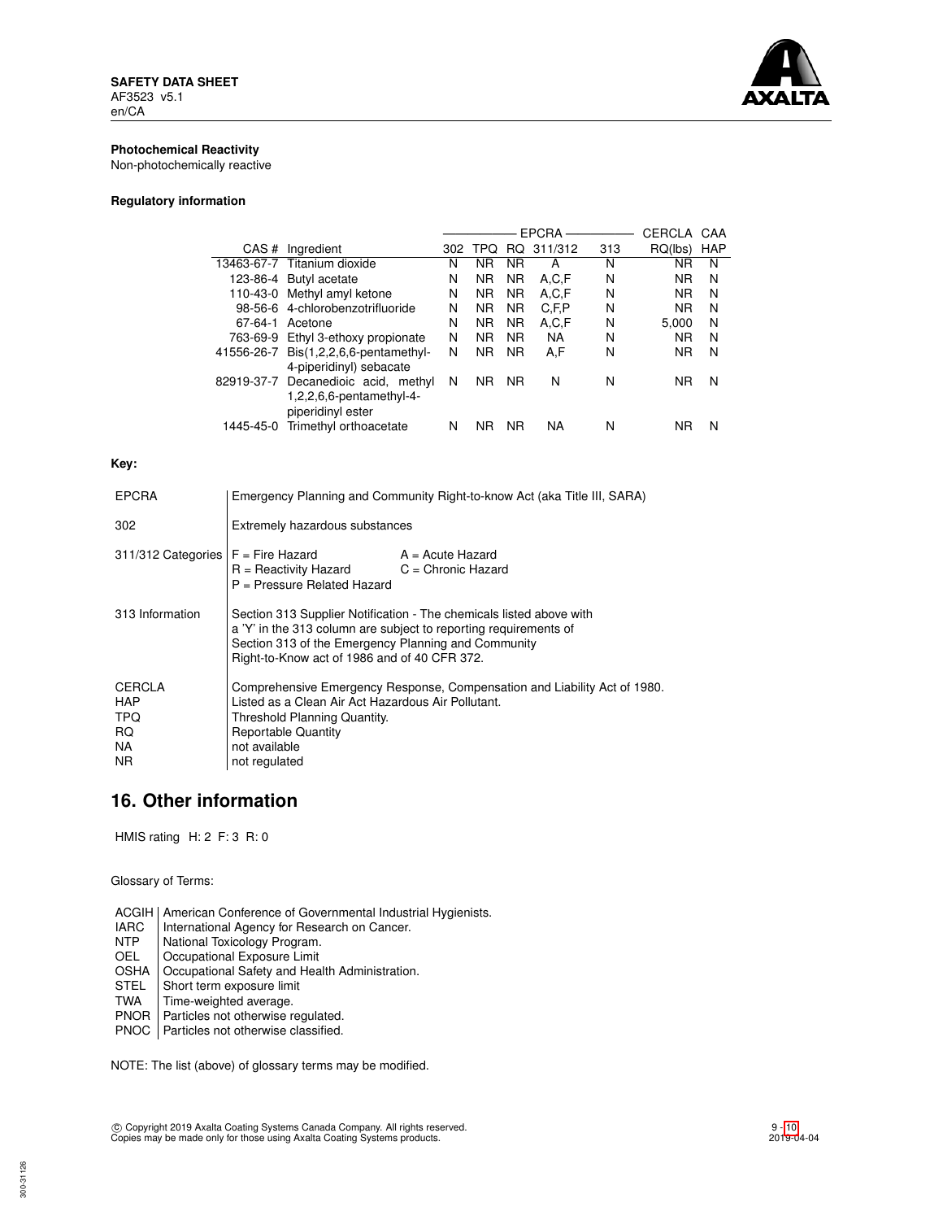**Photochemical Reactivity**
Non-photochemically reactive

**Regulatory information**

| | | EPCRA | | | | | CERCLA | CAA |
|---|---|---|---|---|---|---|---|---|
| CAS # | Ingredient | 302 | TPQ | RQ | 311/312 | 313 | RQ(lbs) | HAP |
| 13463-67-7 | Titanium dioxide | N | NR | NR | A | N | NR | N |
| 123-86-4 | Butyl acetate | N | NR | NR | A,C,F | N | NR | N |
| 110-43-0 | Methyl amyl ketone | N | NR | NR | A,C,F | N | NR | N |
| 98-56-6 | 4-chlorobenzotrifluoride | N | NR | NR | C,F,P | N | NR | N |
| 67-64-1 | Acetone | N | NR | NR | A,C,F | N | 5,000 | N |
| 763-69-9 | Ethyl 3-ethoxy propionate | N | NR | NR | NA | N | NR | N |
| 41556-26-7 | Bis(1,2,2,6,6-pentamethyl-4-piperidinyl) sebacate | N | NR | NR | A,F | N | NR | N |
| 82919-37-7 | Decanedioic acid, methyl 1,2,2,6,6-pentamethyl-4-piperidinyl ester | N | NR | NR | N | N | NR | N |
| 1445-45-0 | Trimethyl orthoacetate | N | NR | NR | NA | N | NR | N |

**Key:**

| | |
|---|---|
| EPCRA | Emergency Planning and Community Right-to-know Act (aka Title III, SARA) |
| 302 | Extremely hazardous substances |
| 311/312 Categories | F = Fire Hazard; A = Acute Hazard; R = Reactivity Hazard; C = Chronic Hazard; P = Pressure Related Hazard |
| 313 Information | Section 313 Supplier Notification - The chemicals listed above with a 'Y' in the 313 column are subject to reporting requirements of Section 313 of the Emergency Planning and Community Right-to-Know act of 1986 and of 40 CFR 372. |
| CERCLA | Comprehensive Emergency Response, Compensation and Liability Act of 1980. |
| HAP | Listed as a Clean Air Act Hazardous Air Pollutant. |
| TPQ | Threshold Planning Quantity. |
| RQ | Reportable Quantity |
| NA | not available |
| NR | not regulated |

## 16. Other information

HMIS rating H: 2 F: 3 R: 0

Glossary of Terms:

| | |
|---|---|
| ACGIH | American Conference of Governmental Industrial Hygienists. |
| IARC | International Agency for Research on Cancer. |
| NTP | National Toxicology Program. |
| OEL | Occupational Exposure Limit |
| OSHA | Occupational Safety and Health Administration. |
| STEL | Short term exposure limit |
| TWA | Time-weighted average. |
| PNOR | Particles not otherwise regulated. |
| PNOC | Particles not otherwise classified. |

NOTE: The list (above) of glossary terms may be modified.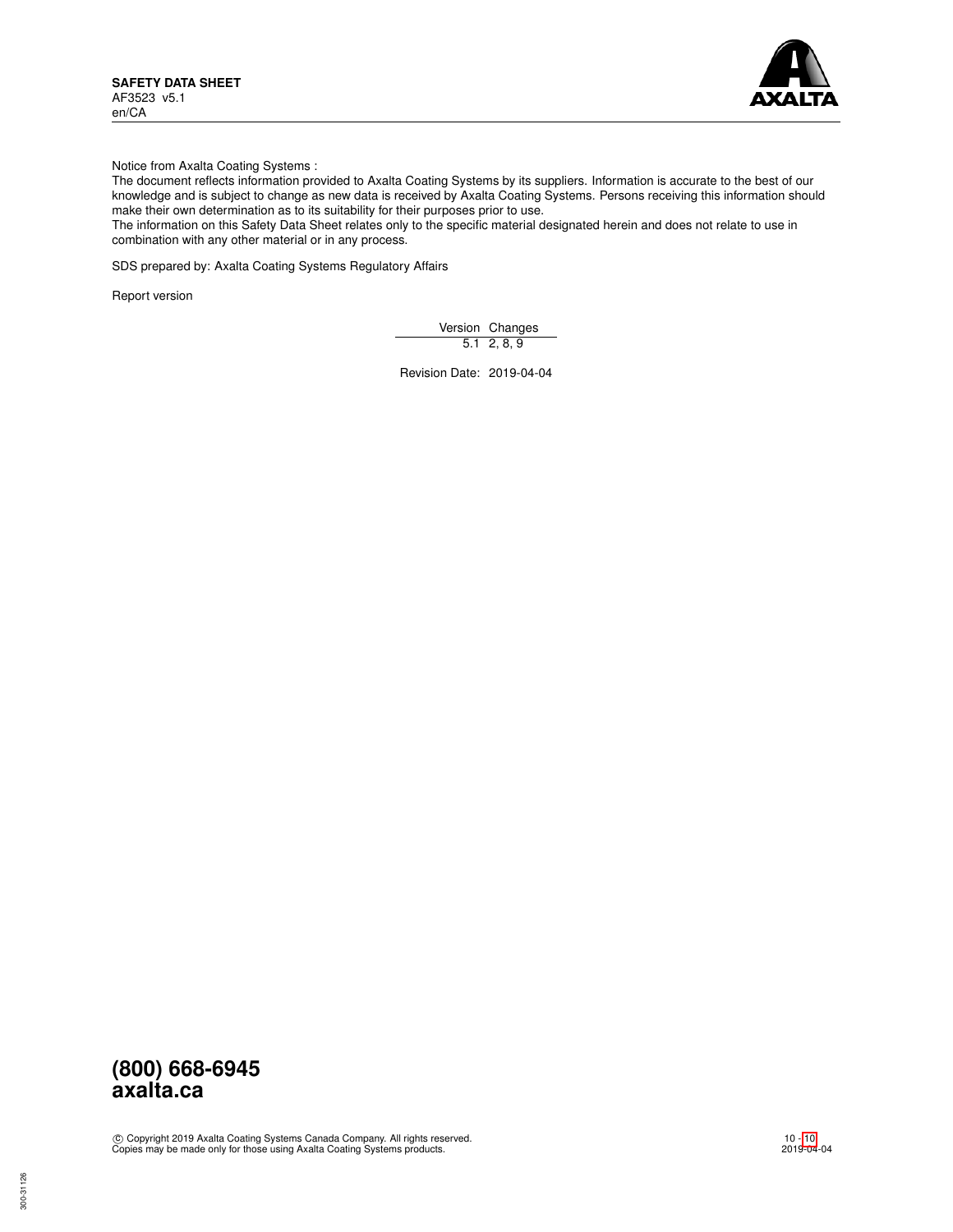Notice from Axalta Coating Systems :
The document reflects information provided to Axalta Coating Systems by its suppliers. Information is accurate to the best of our knowledge and is subject to change as new data is received by Axalta Coating Systems. Persons receiving this information should make their own determination as to its suitability for their purposes prior to use.
The information on this Safety Data Sheet relates only to the specific material designated herein and does not relate to use in combination with any other material or in any process.

SDS prepared by: Axalta Coating Systems Regulatory Affairs

Report version

| Version | Changes |
|---|---|
| 5.1 | 2, 8, 9 |

Revision Date: 2019-04-04

**(800) 668-6945**
**axalta.ca**

© Copyright 2019 Axalta Coating Systems Canada Company. All rights reserved.
Copies may be made only for those using Axalta Coating Systems products.